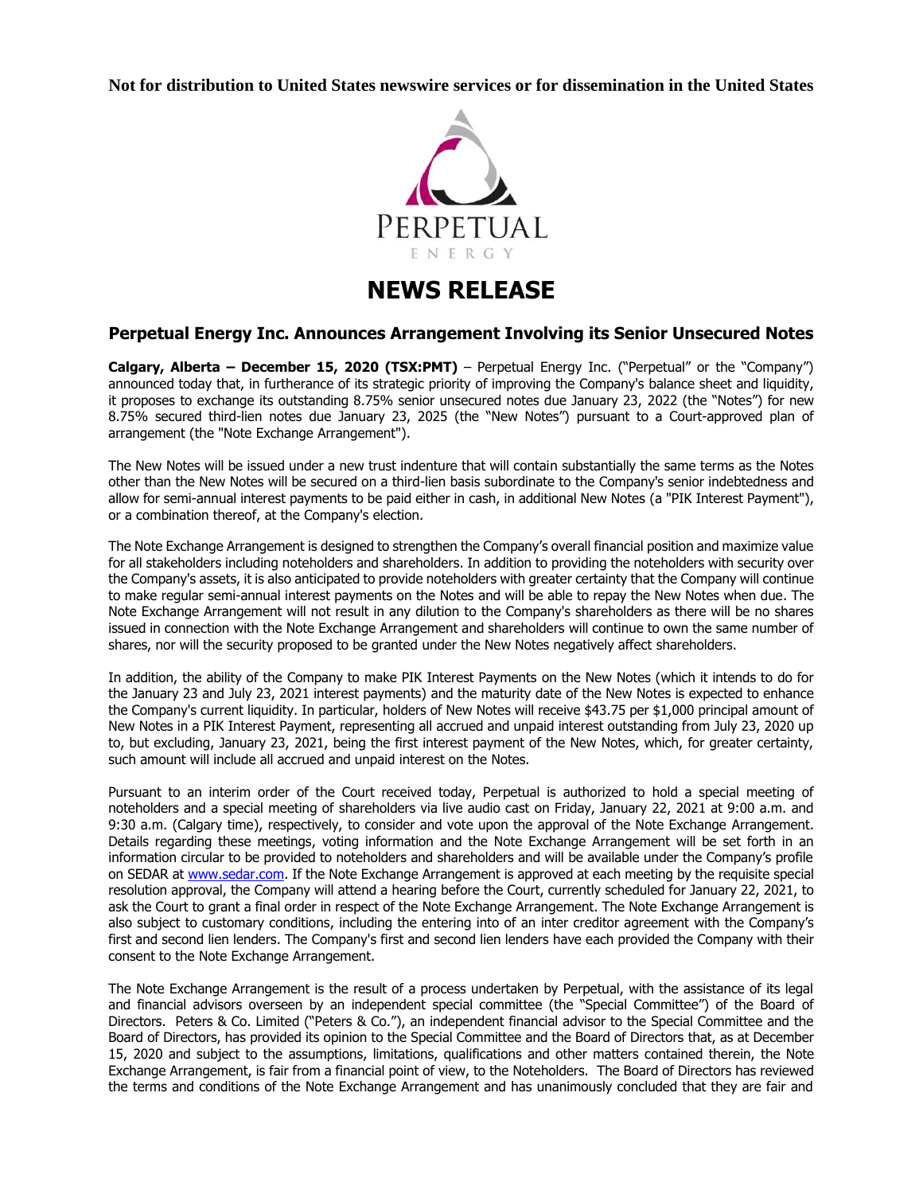**Not for distribution to United States newswire services or for dissemination in the United States**

PERPETUAL ENERGY

# NEWS RELEASE

## Perpetual Energy Inc. Announces Arrangement Involving its Senior Unsecured Notes

**Calgary, Alberta – December 15, 2020 (TSX:PMT)** – Perpetual Energy Inc. ("Perpetual" or the "Company") announced today that, in furtherance of its strategic priority of improving the Company's balance sheet and liquidity, it proposes to exchange its outstanding 8.75% senior unsecured notes due January 23, 2022 (the "Notes") for new 8.75% secured third-lien notes due January 23, 2025 (the "New Notes") pursuant to a Court-approved plan of arrangement (the "Note Exchange Arrangement").

The New Notes will be issued under a new trust indenture that will contain substantially the same terms as the Notes other than the New Notes will be secured on a third-lien basis subordinate to the Company's senior indebtedness and allow for semi-annual interest payments to be paid either in cash, in additional New Notes (a "PIK Interest Payment"), or a combination thereof, at the Company's election.

The Note Exchange Arrangement is designed to strengthen the Company's overall financial position and maximize value for all stakeholders including noteholders and shareholders. In addition to providing the noteholders with security over the Company's assets, it is also anticipated to provide noteholders with greater certainty that the Company will continue to make regular semi-annual interest payments on the Notes and will be able to repay the New Notes when due. The Note Exchange Arrangement will not result in any dilution to the Company's shareholders as there will be no shares issued in connection with the Note Exchange Arrangement and shareholders will continue to own the same number of shares, nor will the security proposed to be granted under the New Notes negatively affect shareholders.

In addition, the ability of the Company to make PIK Interest Payments on the New Notes (which it intends to do for the January 23 and July 23, 2021 interest payments) and the maturity date of the New Notes is expected to enhance the Company's current liquidity. In particular, holders of New Notes will receive $43.75 per $1,000 principal amount of New Notes in a PIK Interest Payment, representing all accrued and unpaid interest outstanding from July 23, 2020 up to, but excluding, January 23, 2021, being the first interest payment of the New Notes, which, for greater certainty, such amount will include all accrued and unpaid interest on the Notes.

Pursuant to an interim order of the Court received today, Perpetual is authorized to hold a special meeting of noteholders and a special meeting of shareholders via live audio cast on Friday, January 22, 2021 at 9:00 a.m. and 9:30 a.m. (Calgary time), respectively, to consider and vote upon the approval of the Note Exchange Arrangement. Details regarding these meetings, voting information and the Note Exchange Arrangement will be set forth in an information circular to be provided to noteholders and shareholders and will be available under the Company's profile on SEDAR at www.sedar.com. If the Note Exchange Arrangement is approved at each meeting by the requisite special resolution approval, the Company will attend a hearing before the Court, currently scheduled for January 22, 2021, to ask the Court to grant a final order in respect of the Note Exchange Arrangement. The Note Exchange Arrangement is also subject to customary conditions, including the entering into of an inter creditor agreement with the Company's first and second lien lenders. The Company's first and second lien lenders have each provided the Company with their consent to the Note Exchange Arrangement.

The Note Exchange Arrangement is the result of a process undertaken by Perpetual, with the assistance of its legal and financial advisors overseen by an independent special committee (the "Special Committee") of the Board of Directors. Peters & Co. Limited ("Peters & Co."), an independent financial advisor to the Special Committee and the Board of Directors, has provided its opinion to the Special Committee and the Board of Directors that, as at December 15, 2020 and subject to the assumptions, limitations, qualifications and other matters contained therein, the Note Exchange Arrangement, is fair from a financial point of view, to the Noteholders. The Board of Directors has reviewed the terms and conditions of the Note Exchange Arrangement and has unanimously concluded that they are fair and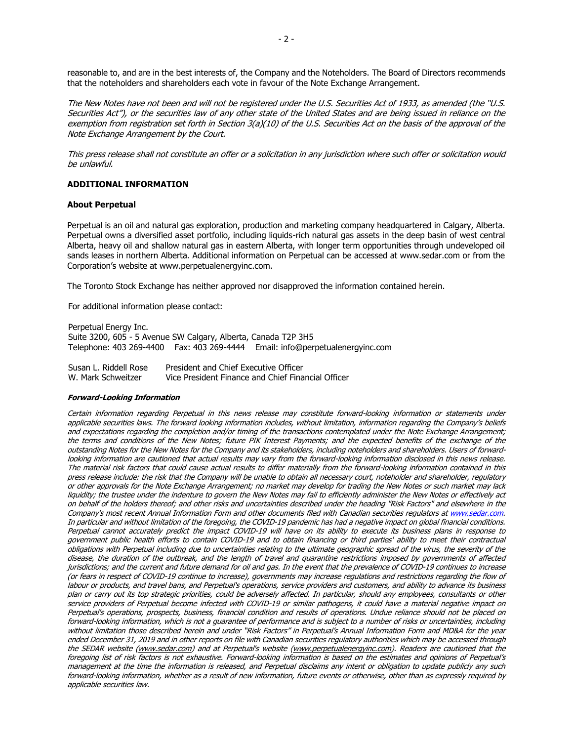reasonable to, and are in the best interests of, the Company and the Noteholders. The Board of Directors recommends that the noteholders and shareholders each vote in favour of the Note Exchange Arrangement.

*The New Notes have not been and will not be registered under the U.S. Securities Act of 1933, as amended (the "U.S. Securities Act"), or the securities law of any other state of the United States and are being issued in reliance on the exemption from registration set forth in Section 3(a)(10) of the U.S. Securities Act on the basis of the approval of the Note Exchange Arrangement by the Court.*

*This press release shall not constitute an offer or a solicitation in any jurisdiction where such offer or solicitation would be unlawful.*

## ADDITIONAL INFORMATION

### About Perpetual

Perpetual is an oil and natural gas exploration, production and marketing company headquartered in Calgary, Alberta. Perpetual owns a diversified asset portfolio, including liquids-rich natural gas assets in the deep basin of west central Alberta, heavy oil and shallow natural gas in eastern Alberta, with longer term opportunities through undeveloped oil sands leases in northern Alberta. Additional information on Perpetual can be accessed at www.sedar.com or from the Corporation's website at www.perpetualenergyinc.com.

The Toronto Stock Exchange has neither approved nor disapproved the information contained herein.

For additional information please contact:

Perpetual Energy Inc.
Suite 3200, 605 - 5 Avenue SW Calgary, Alberta, Canada T2P 3H5
Telephone: 403 269-4400 Fax: 403 269-4444 Email: info@perpetualenergyinc.com

| | |
|---|---|
| Susan L. Riddell Rose | President and Chief Executive Officer |
| W. Mark Schweitzer | Vice President Finance and Chief Financial Officer |

***Forward-Looking Information***

*Certain information regarding Perpetual in this news release may constitute forward-looking information or statements under applicable securities laws. The forward looking information includes, without limitation, information regarding the Company's beliefs and expectations regarding the completion and/or timing of the transactions contemplated under the Note Exchange Arrangement; the terms and conditions of the New Notes; future PIK Interest Payments; and the expected benefits of the exchange of the outstanding Notes for the New Notes for the Company and its stakeholders, including noteholders and shareholders. Users of forward-looking information are cautioned that actual results may vary from the forward-looking information disclosed in this news release. The material risk factors that could cause actual results to differ materially from the forward-looking information contained in this press release include: the risk that the Company will be unable to obtain all necessary court, noteholder and shareholder, regulatory or other approvals for the Note Exchange Arrangement; no market may develop for trading the New Notes or such market may lack liquidity; the trustee under the indenture to govern the New Notes may fail to efficiently administer the New Notes or effectively act on behalf of the holders thereof; and other risks and uncertainties described under the heading "Risk Factors" and elsewhere in the Company's most recent Annual Information Form and other documents filed with Canadian securities regulators at www.sedar.com. In particular and without limitation of the foregoing, the COVID-19 pandemic has had a negative impact on global financial conditions. Perpetual cannot accurately predict the impact COVID-19 will have on its ability to execute its business plans in response to government public health efforts to contain COVID-19 and to obtain financing or third parties' ability to meet their contractual obligations with Perpetual including due to uncertainties relating to the ultimate geographic spread of the virus, the severity of the disease, the duration of the outbreak, and the length of travel and quarantine restrictions imposed by governments of affected jurisdictions; and the current and future demand for oil and gas. In the event that the prevalence of COVID-19 continues to increase (or fears in respect of COVID-19 continue to increase), governments may increase regulations and restrictions regarding the flow of labour or products, and travel bans, and Perpetual's operations, service providers and customers, and ability to advance its business plan or carry out its top strategic priorities, could be adversely affected. In particular, should any employees, consultants or other service providers of Perpetual become infected with COVID-19 or similar pathogens, it could have a material negative impact on Perpetual's operations, prospects, business, financial condition and results of operations. Undue reliance should not be placed on forward-looking information, which is not a guarantee of performance and is subject to a number of risks or uncertainties, including without limitation those described herein and under "Risk Factors" in Perpetual's Annual Information Form and MD&A for the year ended December 31, 2019 and in other reports on file with Canadian securities regulatory authorities which may be accessed through the SEDAR website (www.sedar.com) and at Perpetual's website (www.perpetualenergyinc.com). Readers are cautioned that the foregoing list of risk factors is not exhaustive. Forward-looking information is based on the estimates and opinions of Perpetual's management at the time the information is released, and Perpetual disclaims any intent or obligation to update publicly any such forward-looking information, whether as a result of new information, future events or otherwise, other than as expressly required by applicable securities law.*